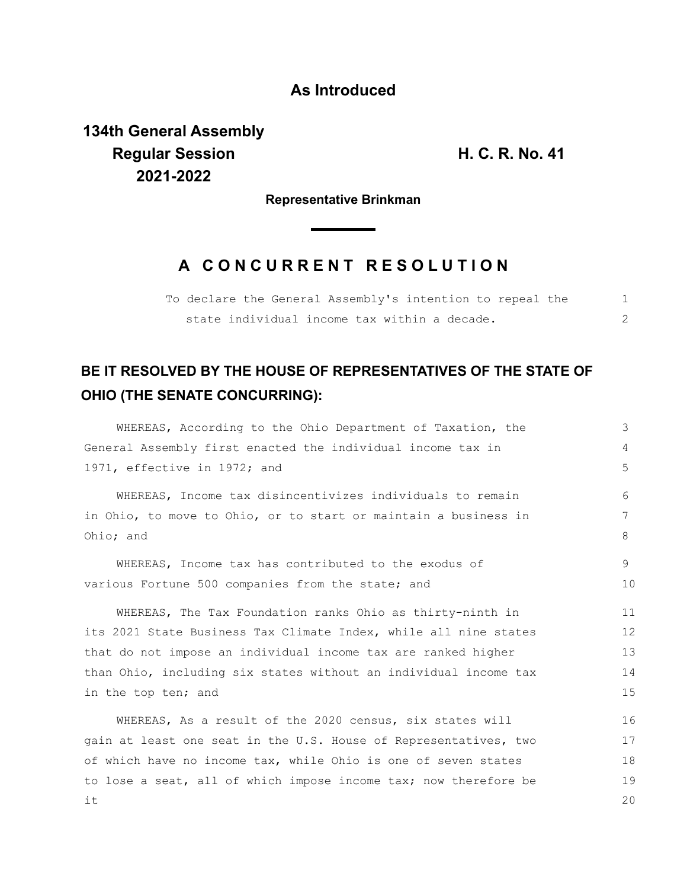**As Introduced**

**134th General Assembly**
**Regular Session** **H. C. R. No. 41**
**2021-2022**

**Representative Brinkman**

## A CONCURRENT RESOLUTION

To declare the General Assembly's intention to repeal the state individual income tax within a decade.

**BE IT RESOLVED BY THE HOUSE OF REPRESENTATIVES OF THE STATE OF OHIO (THE SENATE CONCURRING):**

WHEREAS, According to the Ohio Department of Taxation, the General Assembly first enacted the individual income tax in 1971, effective in 1972; and

WHEREAS, Income tax disincentivizes individuals to remain in Ohio, to move to Ohio, or to start or maintain a business in Ohio; and

WHEREAS, Income tax has contributed to the exodus of various Fortune 500 companies from the state; and

WHEREAS, The Tax Foundation ranks Ohio as thirty-ninth in its 2021 State Business Tax Climate Index, while all nine states that do not impose an individual income tax are ranked higher than Ohio, including six states without an individual income tax in the top ten; and

WHEREAS, As a result of the 2020 census, six states will gain at least one seat in the U.S. House of Representatives, two of which have no income tax, while Ohio is one of seven states to lose a seat, all of which impose income tax; now therefore be it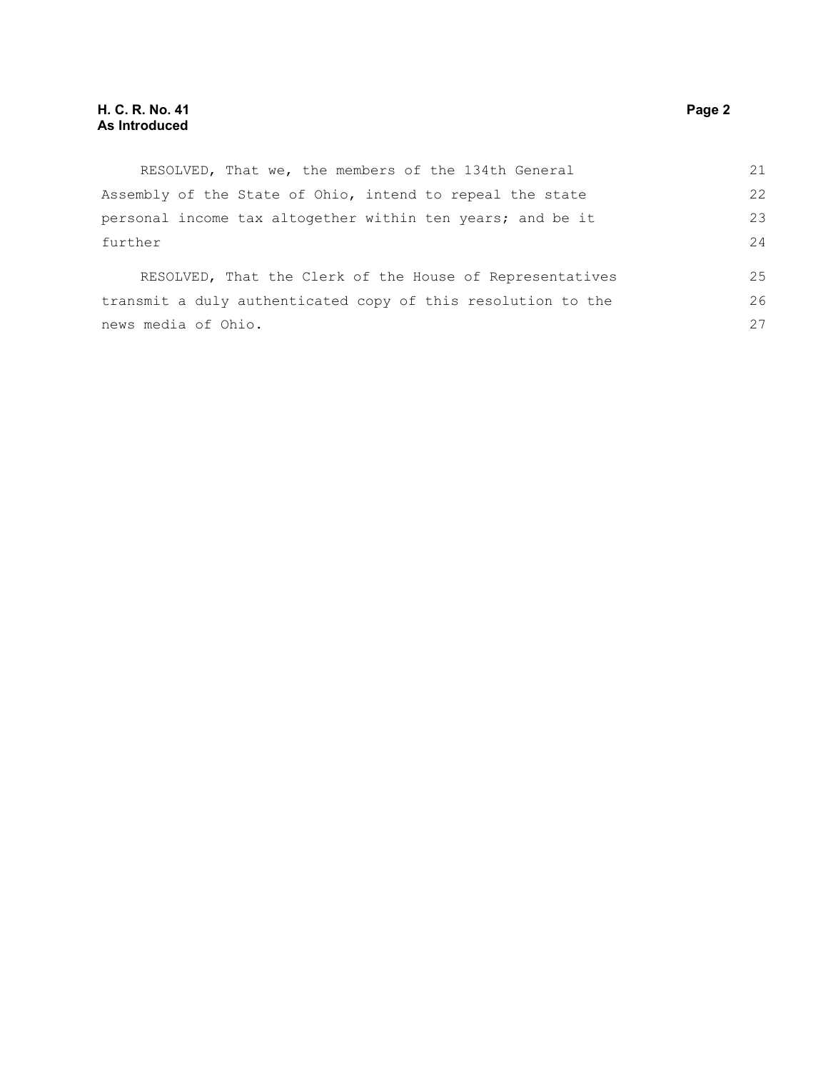RESOLVED, That we, the members of the 134th General Assembly of the State of Ohio, intend to repeal the state personal income tax altogether within ten years; and be it further

RESOLVED, That the Clerk of the House of Representatives transmit a duly authenticated copy of this resolution to the news media of Ohio.